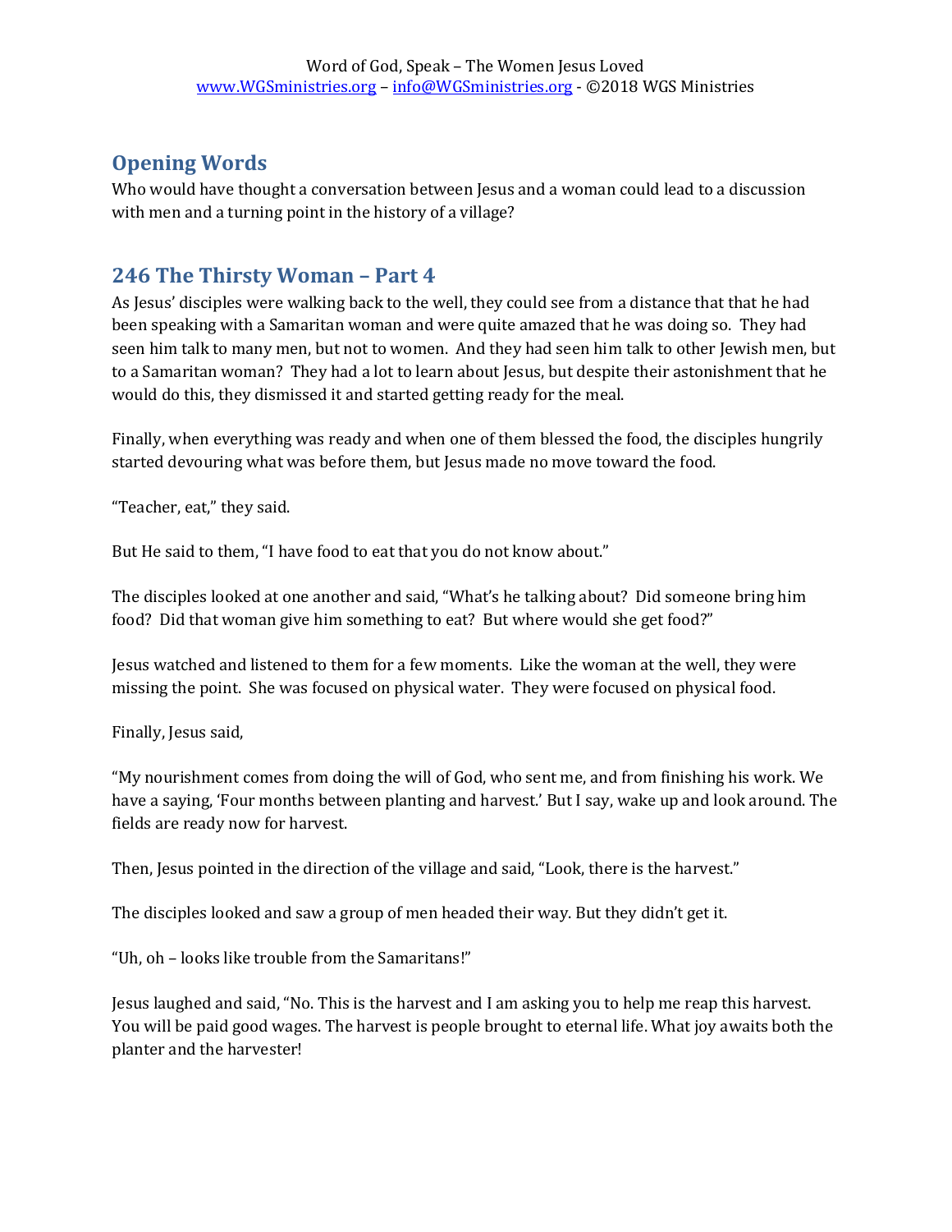## Opening Words

Who would have thought a conversation between Jesus and a woman could lead to a discussion with men and a turning point in the history of a village?

## 246 The Thirsty Woman – Part 4

As Jesus' disciples were walking back to the well, they could see from a distance that that he had been speaking with a Samaritan woman and were quite amazed that he was doing so. They had seen him talk to many men, but not to women. And they had seen him talk to other Jewish men, but to a Samaritan woman? They had a lot to learn about Jesus, but despite their astonishment that he would do this, they dismissed it and started getting ready for the meal.

Finally, when everything was ready and when one of them blessed the food, the disciples hungrily started devouring what was before them, but Jesus made no move toward the food.

"Teacher, eat," they said.

But He said to them, "I have food to eat that you do not know about."

The disciples looked at one another and said, "What's he talking about? Did someone bring him food? Did that woman give him something to eat? But where would she get food?"

Jesus watched and listened to them for a few moments. Like the woman at the well, they were missing the point. She was focused on physical water. They were focused on physical food.

Finally, Jesus said,

"My nourishment comes from doing the will of God, who sent me, and from finishing his work. We have a saying, 'Four months between planting and harvest.' But I say, wake up and look around. The fields are ready now for harvest.

Then, Jesus pointed in the direction of the village and said, "Look, there is the harvest."

The disciples looked and saw a group of men headed their way. But they didn't get it.

"Uh, oh – looks like trouble from the Samaritans!"

Jesus laughed and said, "No. This is the harvest and I am asking you to help me reap this harvest. You will be paid good wages. The harvest is people brought to eternal life. What joy awaits both the planter and the harvester!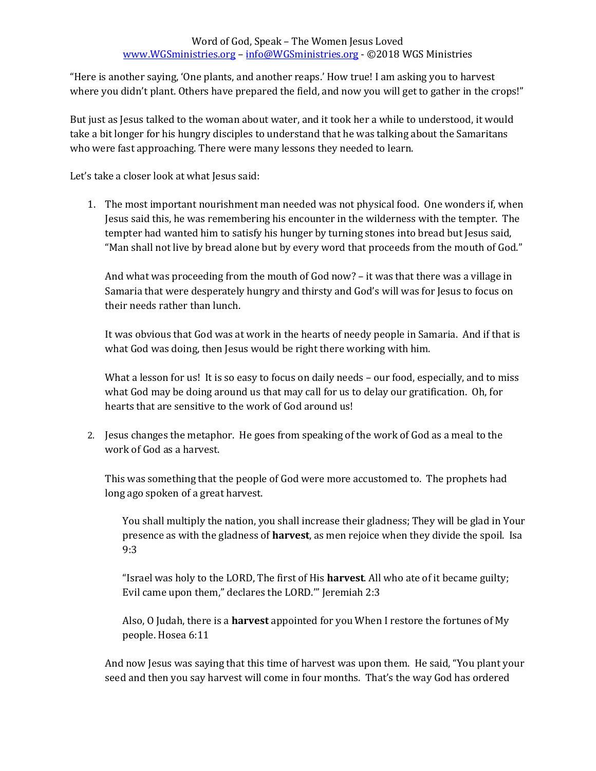"Here is another saying, 'One plants, and another reaps.' How true! I am asking you to harvest where you didn't plant. Others have prepared the field, and now you will get to gather in the crops!"

But just as Jesus talked to the woman about water, and it took her a while to understood, it would take a bit longer for his hungry disciples to understand that he was talking about the Samaritans who were fast approaching. There were many lessons they needed to learn.

Let's take a closer look at what Jesus said:

1. The most important nourishment man needed was not physical food. One wonders if, when Jesus said this, he was remembering his encounter in the wilderness with the tempter. The tempter had wanted him to satisfy his hunger by turning stones into bread but Jesus said, "Man shall not live by bread alone but by every word that proceeds from the mouth of God."

   And what was proceeding from the mouth of God now? – it was that there was a village in Samaria that were desperately hungry and thirsty and God's will was for Jesus to focus on their needs rather than lunch.

   It was obvious that God was at work in the hearts of needy people in Samaria. And if that is what God was doing, then Jesus would be right there working with him.

   What a lesson for us! It is so easy to focus on daily needs – our food, especially, and to miss what God may be doing around us that may call for us to delay our gratification. Oh, for hearts that are sensitive to the work of God around us!

2. Jesus changes the metaphor. He goes from speaking of the work of God as a meal to the work of God as a harvest.

   This was something that the people of God were more accustomed to. The prophets had long ago spoken of a great harvest.

   > You shall multiply the nation, you shall increase their gladness; They will be glad in Your presence as with the gladness of **harvest**, as men rejoice when they divide the spoil. Isa 9:3
   >
   > "Israel was holy to the LORD, The first of His **harvest**. All who ate of it became guilty; Evil came upon them," declares the LORD.'" Jeremiah 2:3
   >
   > Also, O Judah, there is a **harvest** appointed for you When I restore the fortunes of My people. Hosea 6:11

   And now Jesus was saying that this time of harvest was upon them. He said, "You plant your seed and then you say harvest will come in four months. That's the way God has ordered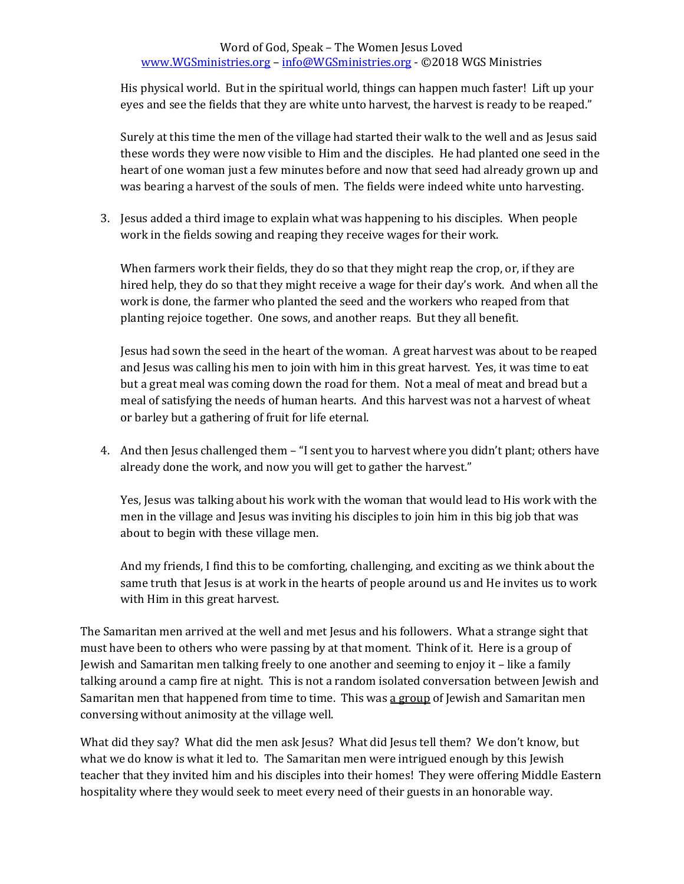His physical world. But in the spiritual world, things can happen much faster! Lift up your eyes and see the fields that they are white unto harvest, the harvest is ready to be reaped."

Surely at this time the men of the village had started their walk to the well and as Jesus said these words they were now visible to Him and the disciples. He had planted one seed in the heart of one woman just a few minutes before and now that seed had already grown up and was bearing a harvest of the souls of men. The fields were indeed white unto harvesting.

3. Jesus added a third image to explain what was happening to his disciples. When people work in the fields sowing and reaping they receive wages for their work.

   When farmers work their fields, they do so that they might reap the crop, or, if they are hired help, they do so that they might receive a wage for their day's work. And when all the work is done, the farmer who planted the seed and the workers who reaped from that planting rejoice together. One sows, and another reaps. But they all benefit.

   Jesus had sown the seed in the heart of the woman. A great harvest was about to be reaped and Jesus was calling his men to join with him in this great harvest. Yes, it was time to eat but a great meal was coming down the road for them. Not a meal of meat and bread but a meal of satisfying the needs of human hearts. And this harvest was not a harvest of wheat or barley but a gathering of fruit for life eternal.

4. And then Jesus challenged them – "I sent you to harvest where you didn't plant; others have already done the work, and now you will get to gather the harvest."

   Yes, Jesus was talking about his work with the woman that would lead to His work with the men in the village and Jesus was inviting his disciples to join him in this big job that was about to begin with these village men.

   And my friends, I find this to be comforting, challenging, and exciting as we think about the same truth that Jesus is at work in the hearts of people around us and He invites us to work with Him in this great harvest.

The Samaritan men arrived at the well and met Jesus and his followers. What a strange sight that must have been to others who were passing by at that moment. Think of it. Here is a group of Jewish and Samaritan men talking freely to one another and seeming to enjoy it – like a family talking around a camp fire at night. This is not a random isolated conversation between Jewish and Samaritan men that happened from time to time. This was <u>a group</u> of Jewish and Samaritan men conversing without animosity at the village well.

What did they say? What did the men ask Jesus? What did Jesus tell them? We don't know, but what we do know is what it led to. The Samaritan men were intrigued enough by this Jewish teacher that they invited him and his disciples into their homes! They were offering Middle Eastern hospitality where they would seek to meet every need of their guests in an honorable way.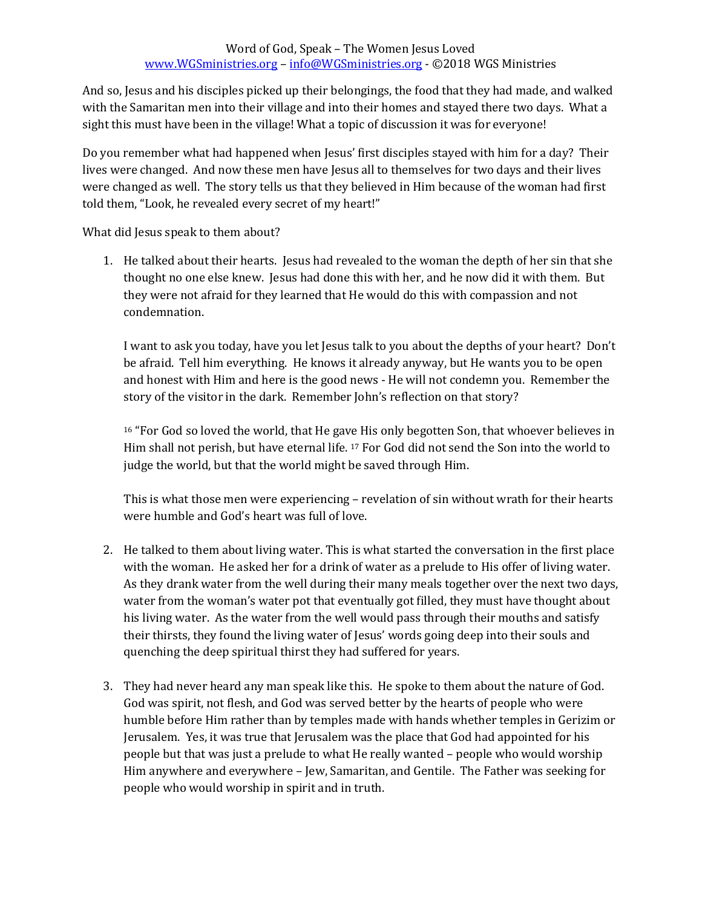And so, Jesus and his disciples picked up their belongings, the food that they had made, and walked with the Samaritan men into their village and into their homes and stayed there two days. What a sight this must have been in the village! What a topic of discussion it was for everyone!

Do you remember what had happened when Jesus' first disciples stayed with him for a day? Their lives were changed. And now these men have Jesus all to themselves for two days and their lives were changed as well. The story tells us that they believed in Him because of the woman had first told them, "Look, he revealed every secret of my heart!"

What did Jesus speak to them about?

1. He talked about their hearts. Jesus had revealed to the woman the depth of her sin that she thought no one else knew. Jesus had done this with her, and he now did it with them. But they were not afraid for they learned that He would do this with compassion and not condemnation.

   I want to ask you today, have you let Jesus talk to you about the depths of your heart? Don't be afraid. Tell him everything. He knows it already anyway, but He wants you to be open and honest with Him and here is the good news - He will not condemn you. Remember the story of the visitor in the dark. Remember John's reflection on that story?

   [16] "For God so loved the world, that He gave His only begotten Son, that whoever believes in Him shall not perish, but have eternal life. [17] For God did not send the Son into the world to judge the world, but that the world might be saved through Him.

   This is what those men were experiencing – revelation of sin without wrath for their hearts were humble and God's heart was full of love.

2. He talked to them about living water. This is what started the conversation in the first place with the woman. He asked her for a drink of water as a prelude to His offer of living water. As they drank water from the well during their many meals together over the next two days, water from the woman's water pot that eventually got filled, they must have thought about his living water. As the water from the well would pass through their mouths and satisfy their thirsts, they found the living water of Jesus' words going deep into their souls and quenching the deep spiritual thirst they had suffered for years.

3. They had never heard any man speak like this. He spoke to them about the nature of God. God was spirit, not flesh, and God was served better by the hearts of people who were humble before Him rather than by temples made with hands whether temples in Gerizim or Jerusalem. Yes, it was true that Jerusalem was the place that God had appointed for his people but that was just a prelude to what He really wanted – people who would worship Him anywhere and everywhere – Jew, Samaritan, and Gentile. The Father was seeking for people who would worship in spirit and in truth.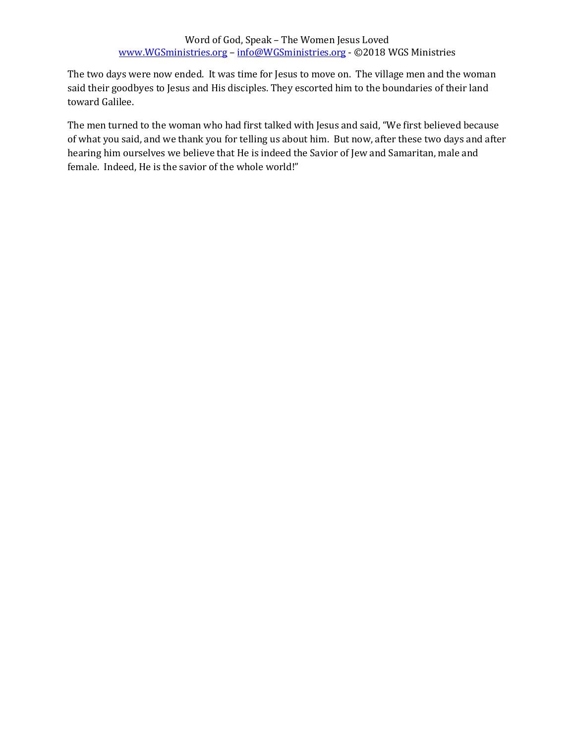The two days were now ended. It was time for Jesus to move on. The village men and the woman said their goodbyes to Jesus and His disciples. They escorted him to the boundaries of their land toward Galilee.

The men turned to the woman who had first talked with Jesus and said, "We first believed because of what you said, and we thank you for telling us about him. But now, after these two days and after hearing him ourselves we believe that He is indeed the Savior of Jew and Samaritan, male and female. Indeed, He is the savior of the whole world!"